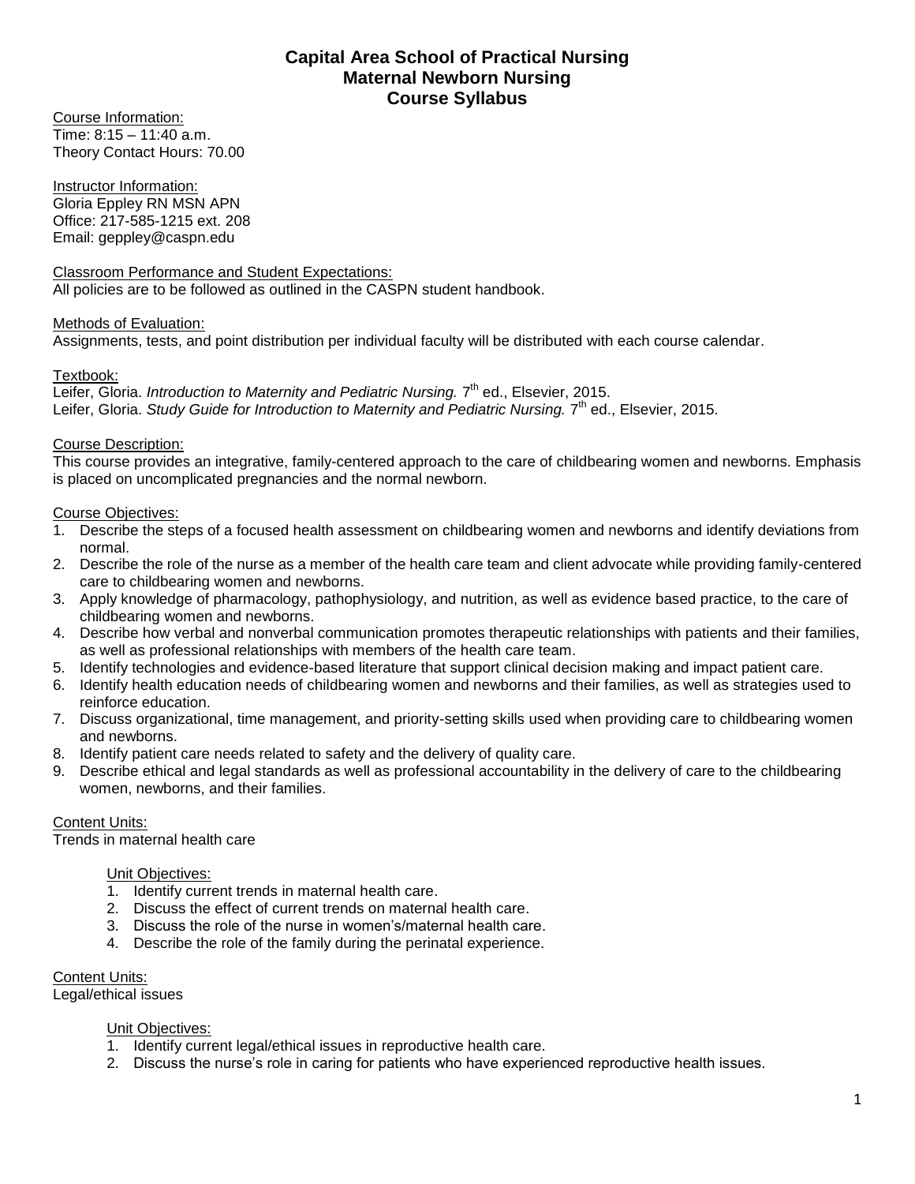# Capital Area School of Practical Nursing
## Maternal Newborn Nursing
## Course Syllabus

Course Information:
Time: 8:15 – 11:40 a.m.
Theory Contact Hours: 70.00

Instructor Information:
Gloria Eppley RN MSN APN
Office: 217-585-1215 ext. 208
Email: geppley@caspn.edu

Classroom Performance and Student Expectations:
All policies are to be followed as outlined in the CASPN student handbook.

Methods of Evaluation:
Assignments, tests, and point distribution per individual faculty will be distributed with each course calendar.

Textbook:
Leifer, Gloria. *Introduction to Maternity and Pediatric Nursing.* 7th ed., Elsevier, 2015.
Leifer, Gloria. *Study Guide for Introduction to Maternity and Pediatric Nursing.* 7th ed., Elsevier, 2015.

Course Description:
This course provides an integrative, family-centered approach to the care of childbearing women and newborns. Emphasis is placed on uncomplicated pregnancies and the normal newborn.

Course Objectives:
1. Describe the steps of a focused health assessment on childbearing women and newborns and identify deviations from normal.
2. Describe the role of the nurse as a member of the health care team and client advocate while providing family-centered care to childbearing women and newborns.
3. Apply knowledge of pharmacology, pathophysiology, and nutrition, as well as evidence based practice, to the care of childbearing women and newborns.
4. Describe how verbal and nonverbal communication promotes therapeutic relationships with patients and their families, as well as professional relationships with members of the health care team.
5. Identify technologies and evidence-based literature that support clinical decision making and impact patient care.
6. Identify health education needs of childbearing women and newborns and their families, as well as strategies used to reinforce education.
7. Discuss organizational, time management, and priority-setting skills used when providing care to childbearing women and newborns.
8. Identify patient care needs related to safety and the delivery of quality care.
9. Describe ethical and legal standards as well as professional accountability in the delivery of care to the childbearing women, newborns, and their families.

Content Units:
Trends in maternal health care

Unit Objectives:
1. Identify current trends in maternal health care.
2. Discuss the effect of current trends on maternal health care.
3. Discuss the role of the nurse in women's/maternal health care.
4. Describe the role of the family during the perinatal experience.

Content Units:
Legal/ethical issues

Unit Objectives:
1. Identify current legal/ethical issues in reproductive health care.
2. Discuss the nurse's role in caring for patients who have experienced reproductive health issues.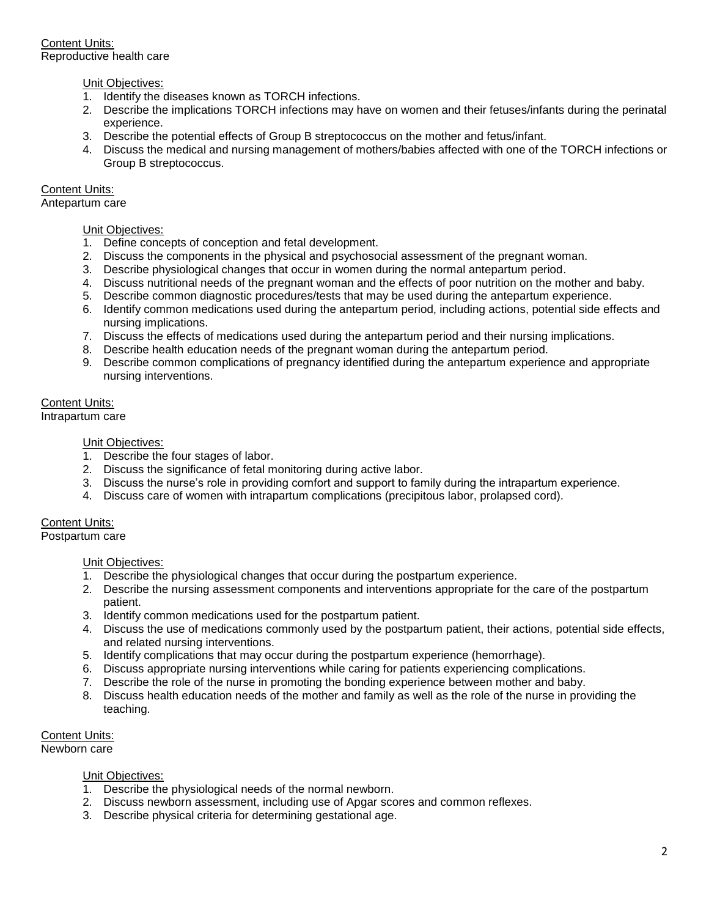Content Units:
Reproductive health care

Unit Objectives:
1. Identify the diseases known as TORCH infections.
2. Describe the implications TORCH infections may have on women and their fetuses/infants during the perinatal experience.
3. Describe the potential effects of Group B streptococcus on the mother and fetus/infant.
4. Discuss the medical and nursing management of mothers/babies affected with one of the TORCH infections or Group B streptococcus.

Content Units:
Antepartum care

Unit Objectives:
1. Define concepts of conception and fetal development.
2. Discuss the components in the physical and psychosocial assessment of the pregnant woman.
3. Describe physiological changes that occur in women during the normal antepartum period.
4. Discuss nutritional needs of the pregnant woman and the effects of poor nutrition on the mother and baby.
5. Describe common diagnostic procedures/tests that may be used during the antepartum experience.
6. Identify common medications used during the antepartum period, including actions, potential side effects and nursing implications.
7. Discuss the effects of medications used during the antepartum period and their nursing implications.
8. Describe health education needs of the pregnant woman during the antepartum period.
9. Describe common complications of pregnancy identified during the antepartum experience and appropriate nursing interventions.

Content Units:
Intrapartum care

Unit Objectives:
1. Describe the four stages of labor.
2. Discuss the significance of fetal monitoring during active labor.
3. Discuss the nurse's role in providing comfort and support to family during the intrapartum experience.
4. Discuss care of women with intrapartum complications (precipitous labor, prolapsed cord).

Content Units:
Postpartum care

Unit Objectives:
1. Describe the physiological changes that occur during the postpartum experience.
2. Describe the nursing assessment components and interventions appropriate for the care of the postpartum patient.
3. Identify common medications used for the postpartum patient.
4. Discuss the use of medications commonly used by the postpartum patient, their actions, potential side effects, and related nursing interventions.
5. Identify complications that may occur during the postpartum experience (hemorrhage).
6. Discuss appropriate nursing interventions while caring for patients experiencing complications.
7. Describe the role of the nurse in promoting the bonding experience between mother and baby.
8. Discuss health education needs of the mother and family as well as the role of the nurse in providing the teaching.

Content Units:
Newborn care

Unit Objectives:
1. Describe the physiological needs of the normal newborn.
2. Discuss newborn assessment, including use of Apgar scores and common reflexes.
3. Describe physical criteria for determining gestational age.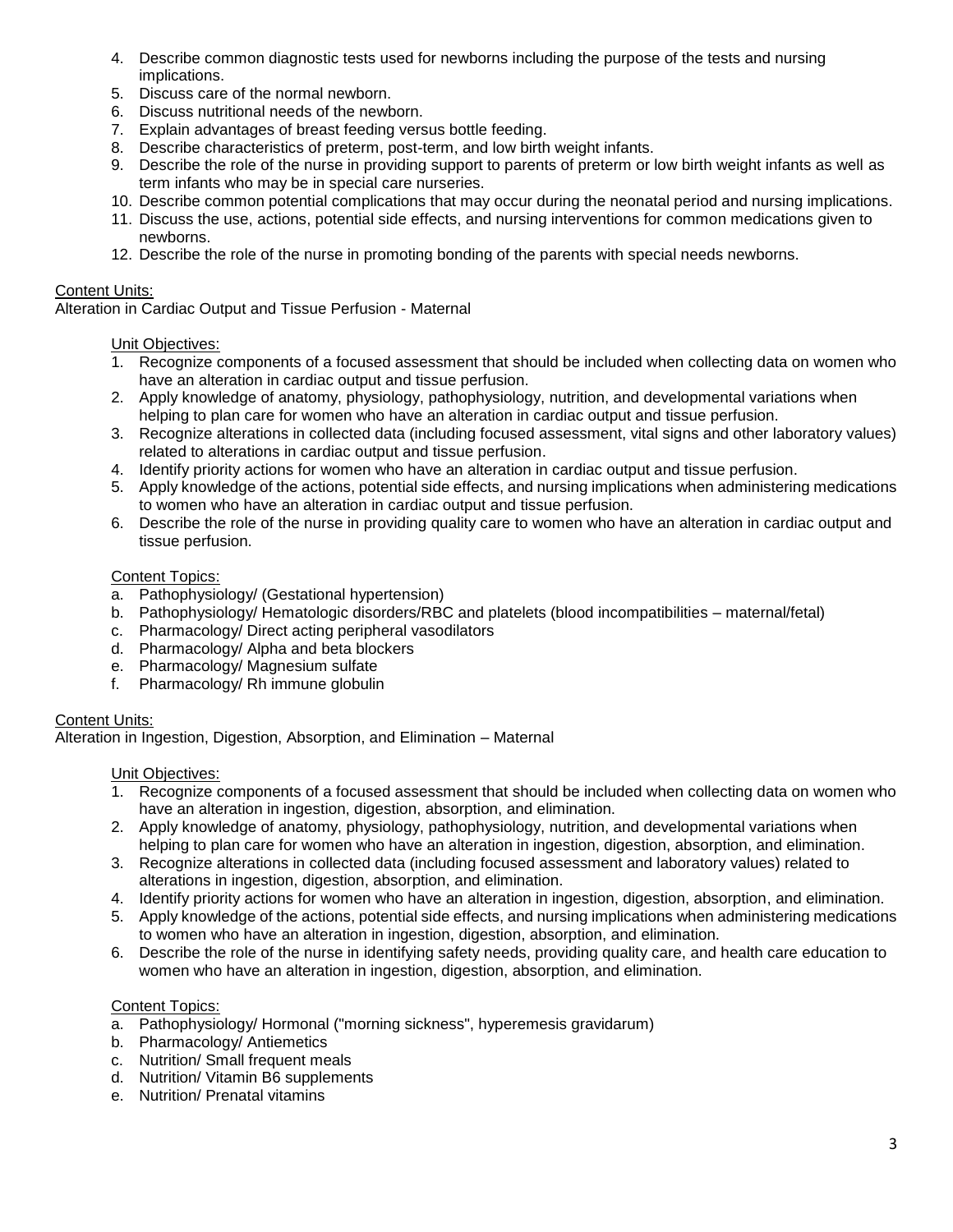4. Describe common diagnostic tests used for newborns including the purpose of the tests and nursing implications.
5. Discuss care of the normal newborn.
6. Discuss nutritional needs of the newborn.
7. Explain advantages of breast feeding versus bottle feeding.
8. Describe characteristics of preterm, post-term, and low birth weight infants.
9. Describe the role of the nurse in providing support to parents of preterm or low birth weight infants as well as term infants who may be in special care nurseries.
10. Describe common potential complications that may occur during the neonatal period and nursing implications.
11. Discuss the use, actions, potential side effects, and nursing interventions for common medications given to newborns.
12. Describe the role of the nurse in promoting bonding of the parents with special needs newborns.

<u>Content Units:</u>
Alteration in Cardiac Output and Tissue Perfusion - Maternal

<u>Unit Objectives:</u>

1. Recognize components of a focused assessment that should be included when collecting data on women who have an alteration in cardiac output and tissue perfusion.
2. Apply knowledge of anatomy, physiology, pathophysiology, nutrition, and developmental variations when helping to plan care for women who have an alteration in cardiac output and tissue perfusion.
3. Recognize alterations in collected data (including focused assessment, vital signs and other laboratory values) related to alterations in cardiac output and tissue perfusion.
4. Identify priority actions for women who have an alteration in cardiac output and tissue perfusion.
5. Apply knowledge of the actions, potential side effects, and nursing implications when administering medications to women who have an alteration in cardiac output and tissue perfusion.
6. Describe the role of the nurse in providing quality care to women who have an alteration in cardiac output and tissue perfusion.

<u>Content Topics:</u>

a. Pathophysiology/ (Gestational hypertension)
b. Pathophysiology/ Hematologic disorders/RBC and platelets (blood incompatibilities – maternal/fetal)
c. Pharmacology/ Direct acting peripheral vasodilators
d. Pharmacology/ Alpha and beta blockers
e. Pharmacology/ Magnesium sulfate
f. Pharmacology/ Rh immune globulin

<u>Content Units:</u>
Alteration in Ingestion, Digestion, Absorption, and Elimination – Maternal

<u>Unit Objectives:</u>

1. Recognize components of a focused assessment that should be included when collecting data on women who have an alteration in ingestion, digestion, absorption, and elimination.
2. Apply knowledge of anatomy, physiology, pathophysiology, nutrition, and developmental variations when helping to plan care for women who have an alteration in ingestion, digestion, absorption, and elimination.
3. Recognize alterations in collected data (including focused assessment and laboratory values) related to alterations in ingestion, digestion, absorption, and elimination.
4. Identify priority actions for women who have an alteration in ingestion, digestion, absorption, and elimination.
5. Apply knowledge of the actions, potential side effects, and nursing implications when administering medications to women who have an alteration in ingestion, digestion, absorption, and elimination.
6. Describe the role of the nurse in identifying safety needs, providing quality care, and health care education to women who have an alteration in ingestion, digestion, absorption, and elimination.

<u>Content Topics:</u>

a. Pathophysiology/ Hormonal ("morning sickness", hyperemesis gravidarum)
b. Pharmacology/ Antiemetics
c. Nutrition/ Small frequent meals
d. Nutrition/ Vitamin B6 supplements
e. Nutrition/ Prenatal vitamins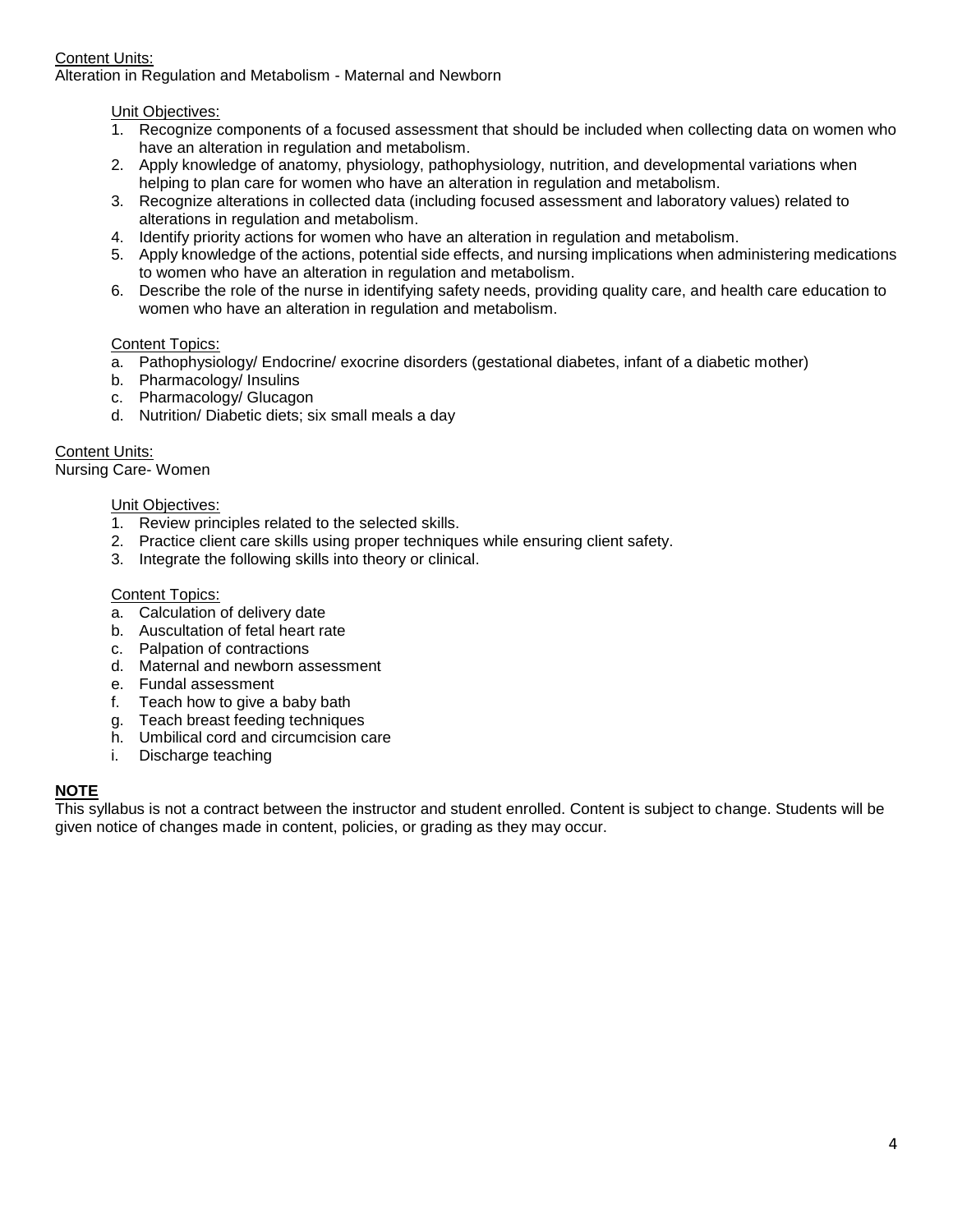Content Units:
Alteration in Regulation and Metabolism - Maternal and Newborn

Unit Objectives:
1. Recognize components of a focused assessment that should be included when collecting data on women who have an alteration in regulation and metabolism.
2. Apply knowledge of anatomy, physiology, pathophysiology, nutrition, and developmental variations when helping to plan care for women who have an alteration in regulation and metabolism.
3. Recognize alterations in collected data (including focused assessment and laboratory values) related to alterations in regulation and metabolism.
4. Identify priority actions for women who have an alteration in regulation and metabolism.
5. Apply knowledge of the actions, potential side effects, and nursing implications when administering medications to women who have an alteration in regulation and metabolism.
6. Describe the role of the nurse in identifying safety needs, providing quality care, and health care education to women who have an alteration in regulation and metabolism.

Content Topics:

a. Pathophysiology/ Endocrine/ exocrine disorders (gestational diabetes, infant of a diabetic mother)
b. Pharmacology/ Insulins
c. Pharmacology/ Glucagon
d. Nutrition/ Diabetic diets; six small meals a day

Content Units:
Nursing Care- Women

Unit Objectives:
1. Review principles related to the selected skills.
2. Practice client care skills using proper techniques while ensuring client safety.
3. Integrate the following skills into theory or clinical.

Content Topics:

a. Calculation of delivery date
b. Auscultation of fetal heart rate
c. Palpation of contractions
d. Maternal and newborn assessment
e. Fundal assessment
f. Teach how to give a baby bath
g. Teach breast feeding techniques
h. Umbilical cord and circumcision care
i. Discharge teaching

**NOTE**

This syllabus is not a contract between the instructor and student enrolled. Content is subject to change. Students will be given notice of changes made in content, policies, or grading as they may occur.